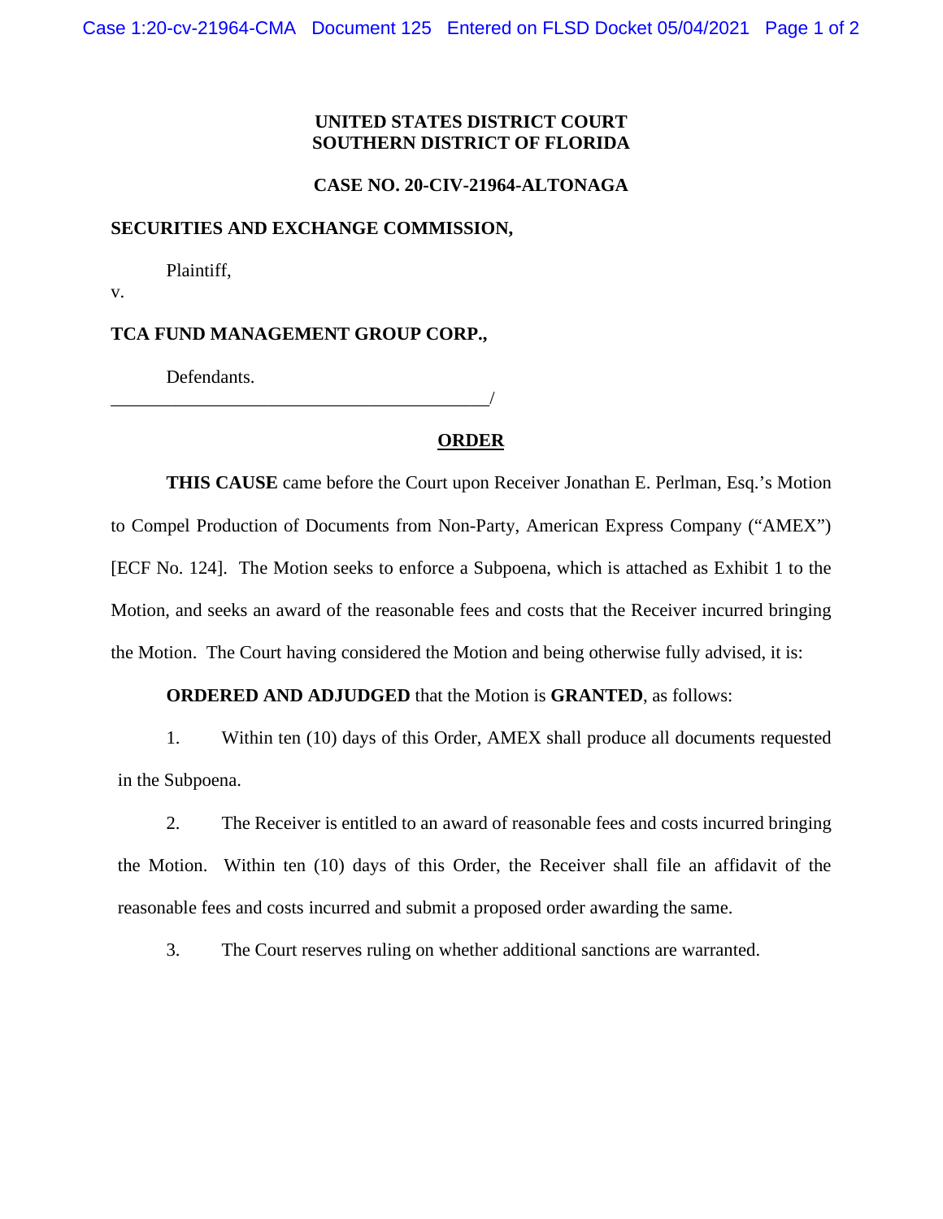**UNITED STATES DISTRICT COURT**
**SOUTHERN DISTRICT OF FLORIDA**

**CASE NO. 20-CIV-21964-ALTONAGA**

**SECURITIES AND EXCHANGE COMMISSION,**

Plaintiff,

v.

**TCA FUND MANAGEMENT GROUP CORP.,**

Defendants.
_________________________________________/

## ORDER

**THIS CAUSE** came before the Court upon Receiver Jonathan E. Perlman, Esq.'s Motion to Compel Production of Documents from Non-Party, American Express Company ("AMEX") [ECF No. 124]. The Motion seeks to enforce a Subpoena, which is attached as Exhibit 1 to the Motion, and seeks an award of the reasonable fees and costs that the Receiver incurred bringing the Motion. The Court having considered the Motion and being otherwise fully advised, it is:

**ORDERED AND ADJUDGED** that the Motion is **GRANTED**, as follows:

1. Within ten (10) days of this Order, AMEX shall produce all documents requested in the Subpoena.

2. The Receiver is entitled to an award of reasonable fees and costs incurred bringing the Motion. Within ten (10) days of this Order, the Receiver shall file an affidavit of the reasonable fees and costs incurred and submit a proposed order awarding the same.

3. The Court reserves ruling on whether additional sanctions are warranted.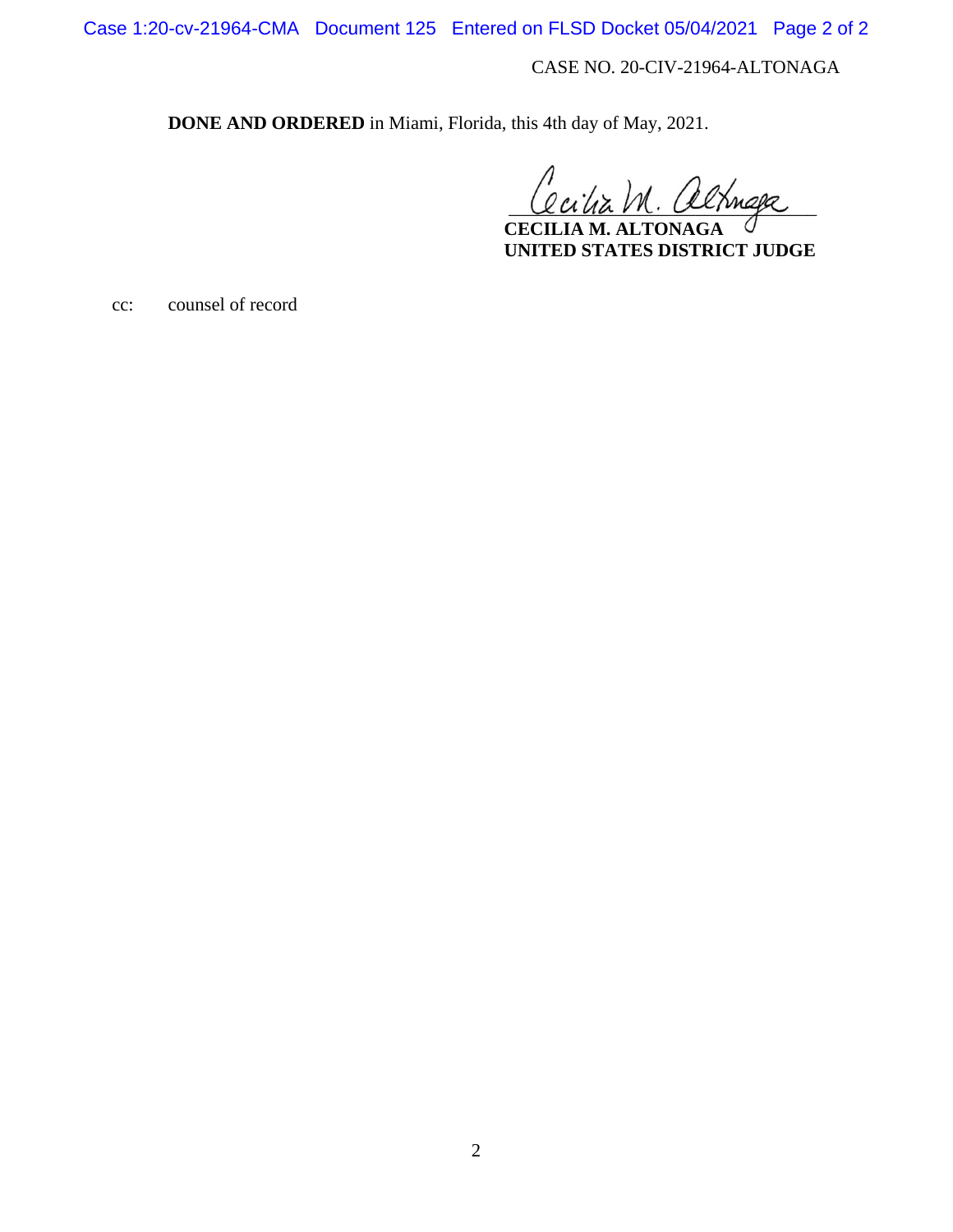CASE NO. 20-CIV-21964-ALTONAGA

**DONE AND ORDERED** in Miami, Florida, this 4th day of May, 2021.

Cecilia M. Altonaga

**CECILIA M. ALTONAGA**
**UNITED STATES DISTRICT JUDGE**

cc: counsel of record